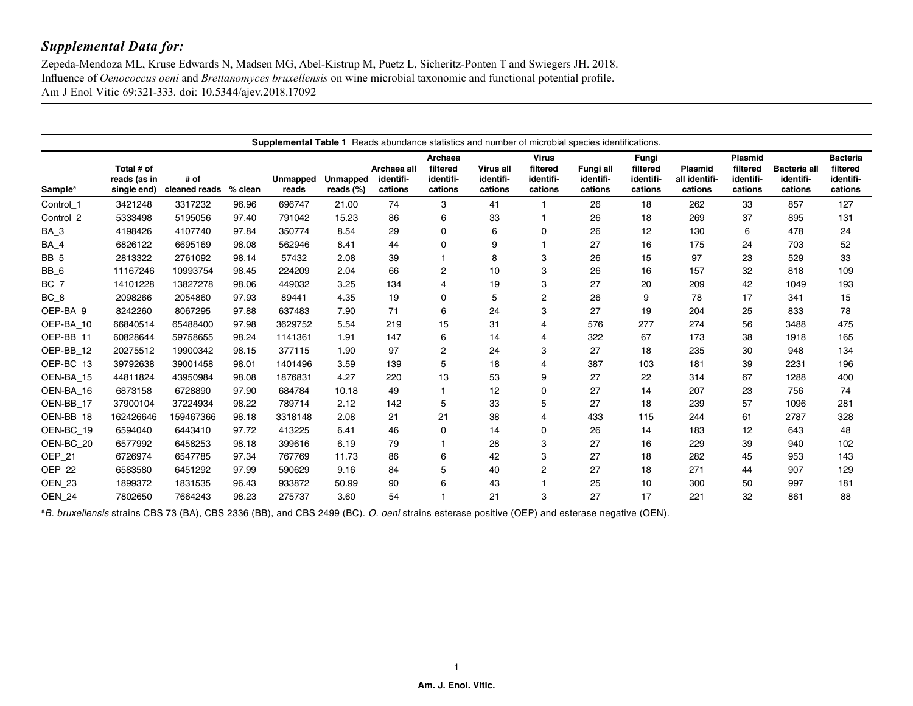## *Supplemental Data for:*

Zepeda-Mendoza ML, Kruse Edwards N, Madsen MG, Abel-Kistrup M, Puetz L, Sicheritz-Ponten T and Swiegers JH. 2018. Influence of *Oenococcus oeni* and *Brettanomyces bruxellensis* on wine microbial taxonomic and functional potential profile. Am J Enol Vitic 69:321-333. doi: 10.5344/ajev.2018.17092

**Supplemental Table 1** Reads abundance statistics and number of microbial species identifications.

| Sample[a] | Total # of reads (as in single end) | # of cleaned reads | % clean | Unmapped reads | Unmapped reads (%) | Archaea all identifi-cations | Archaea filtered identifi-cations | Virus all identifi-cations | Virus filtered identifi-cations | Fungi all identifi-cations | Fungi filtered identifi-cations | Plasmid all identifi-cations | Plasmid filtered identifi-cations | Bacteria all identifi-cations | Bacteria filtered identifi-cations |
|---|---|---|---|---|---|---|---|---|---|---|---|---|---|---|---|
| Control_1 | 3421248 | 3317232 | 96.96 | 696747 | 21.00 | 74 | 3 | 41 | 1 | 26 | 18 | 262 | 33 | 857 | 127 |
| Control_2 | 5333498 | 5195056 | 97.40 | 791042 | 15.23 | 86 | 6 | 33 | 1 | 26 | 18 | 269 | 37 | 895 | 131 |
| BA_3 | 4198426 | 4107740 | 97.84 | 350774 | 8.54 | 29 | 0 | 6 | 0 | 26 | 12 | 130 | 6 | 478 | 24 |
| BA_4 | 6826122 | 6695169 | 98.08 | 562946 | 8.41 | 44 | 0 | 9 | 1 | 27 | 16 | 175 | 24 | 703 | 52 |
| BB_5 | 2813322 | 2761092 | 98.14 | 57432 | 2.08 | 39 | 1 | 8 | 3 | 26 | 15 | 97 | 23 | 529 | 33 |
| BB_6 | 11167246 | 10993754 | 98.45 | 224209 | 2.04 | 66 | 2 | 10 | 3 | 26 | 16 | 157 | 32 | 818 | 109 |
| BC_7 | 14101228 | 13827278 | 98.06 | 449032 | 3.25 | 134 | 4 | 19 | 3 | 27 | 20 | 209 | 42 | 1049 | 193 |
| BC_8 | 2098266 | 2054860 | 97.93 | 89441 | 4.35 | 19 | 0 | 5 | 2 | 26 | 9 | 78 | 17 | 341 | 15 |
| OEP-BA_9 | 8242260 | 8067295 | 97.88 | 637483 | 7.90 | 71 | 6 | 24 | 3 | 27 | 19 | 204 | 25 | 833 | 78 |
| OEP-BA_10 | 66840514 | 65488400 | 97.98 | 3629752 | 5.54 | 219 | 15 | 31 | 4 | 576 | 277 | 274 | 56 | 3488 | 475 |
| OEP-BB_11 | 60828644 | 59758655 | 98.24 | 1141361 | 1.91 | 147 | 6 | 14 | 4 | 322 | 67 | 173 | 38 | 1918 | 165 |
| OEP-BB_12 | 20275512 | 19900342 | 98.15 | 377115 | 1.90 | 97 | 2 | 24 | 3 | 27 | 18 | 235 | 30 | 948 | 134 |
| OEP-BC_13 | 39792638 | 39001458 | 98.01 | 1401496 | 3.59 | 139 | 5 | 18 | 4 | 387 | 103 | 181 | 39 | 2231 | 196 |
| OEN-BA_15 | 44811824 | 43950984 | 98.08 | 1876831 | 4.27 | 220 | 13 | 53 | 9 | 27 | 22 | 314 | 67 | 1288 | 400 |
| OEN-BA_16 | 6873158 | 6728890 | 97.90 | 684784 | 10.18 | 49 | 1 | 12 | 0 | 27 | 14 | 207 | 23 | 756 | 74 |
| OEN-BB_17 | 37900104 | 37224934 | 98.22 | 789714 | 2.12 | 142 | 5 | 33 | 5 | 27 | 18 | 239 | 57 | 1096 | 281 |
| OEN-BB_18 | 162426646 | 159467366 | 98.18 | 3318148 | 2.08 | 21 | 21 | 38 | 4 | 433 | 115 | 244 | 61 | 2787 | 328 |
| OEN-BC_19 | 6594040 | 6443410 | 97.72 | 413225 | 6.41 | 46 | 0 | 14 | 0 | 26 | 14 | 183 | 12 | 643 | 48 |
| OEN-BC_20 | 6577992 | 6458253 | 98.18 | 399616 | 6.19 | 79 | 1 | 28 | 3 | 27 | 16 | 229 | 39 | 940 | 102 |
| OEP_21 | 6726974 | 6547785 | 97.34 | 767769 | 11.73 | 86 | 6 | 42 | 3 | 27 | 18 | 282 | 45 | 953 | 143 |
| OEP_22 | 6583580 | 6451292 | 97.99 | 590629 | 9.16 | 84 | 5 | 40 | 2 | 27 | 18 | 271 | 44 | 907 | 129 |
| OEN_23 | 1899372 | 1831535 | 96.43 | 933872 | 50.99 | 90 | 6 | 43 | 1 | 25 | 10 | 300 | 50 | 997 | 181 |
| OEN_24 | 7802650 | 7664243 | 98.23 | 275737 | 3.60 | 54 | 1 | 21 | 3 | 27 | 17 | 221 | 32 | 861 | 88 |

[a]*B. bruxellensis* strains CBS 73 (BA), CBS 2336 (BB), and CBS 2499 (BC). *O. oeni* strains esterase positive (OEP) and esterase negative (OEN).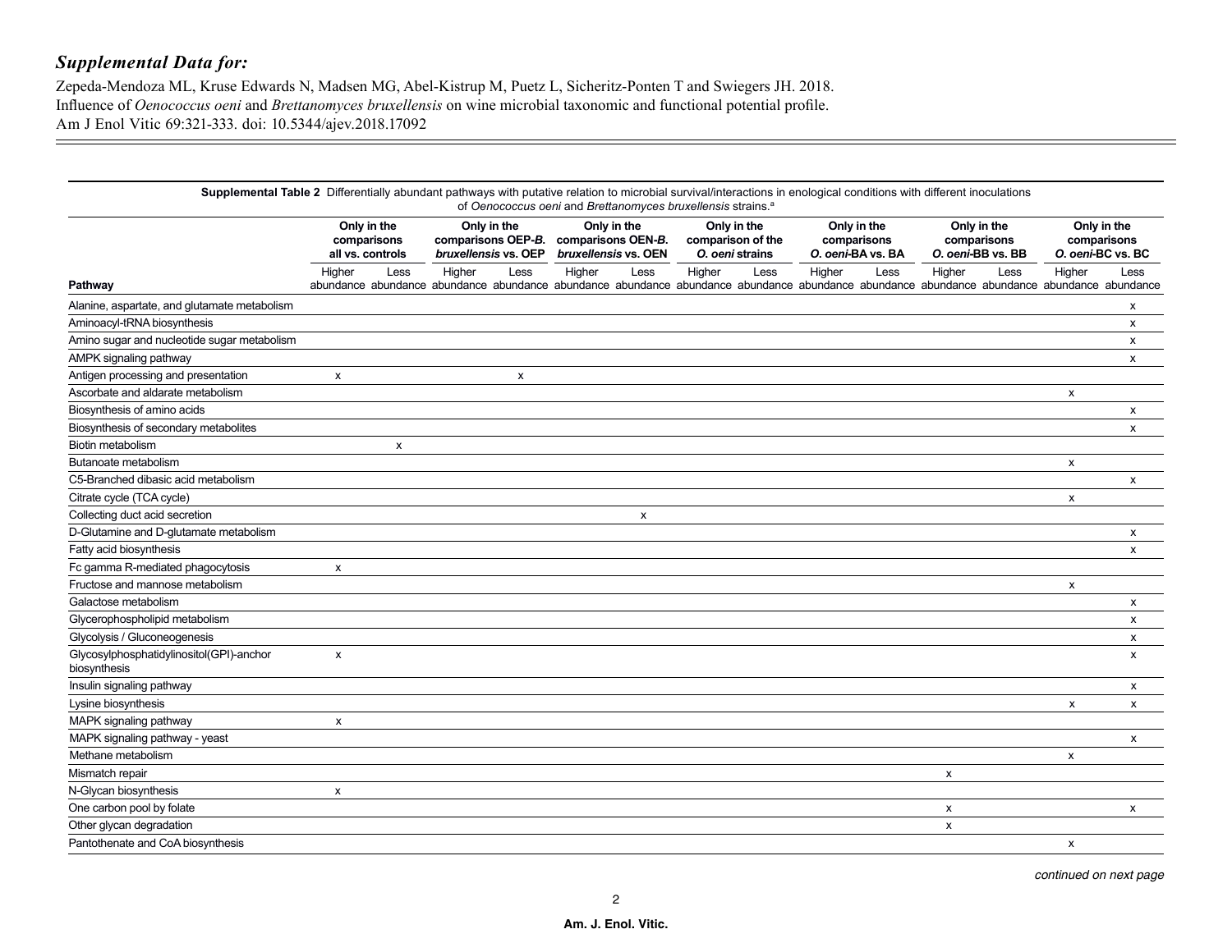## *Supplemental Data for:*

Zepeda-Mendoza ML, Kruse Edwards N, Madsen MG, Abel-Kistrup M, Puetz L, Sicheritz-Ponten T and Swiegers JH. 2018. Influence of *Oenococcus oeni* and *Brettanomyces bruxellensis* on wine microbial taxonomic and functional potential profile. Am J Enol Vitic 69:321-333. doi: 10.5344/ajev.2018.17092

**Supplemental Table 2** Differentially abundant pathways with putative relation to microbial survival/interactions in enological conditions with different inoculations of *Oenococcus oeni* and *Brettanomyces bruxellensis* strains.[a]

| | Only in the comparisons all vs. controls | | Only in the comparisons OEP-*B. bruxellensis* vs. OEP | | Only in the comparisons OEN-*B. bruxellensis* vs. OEN | | Only in the comparison of the *O. oeni* strains | | Only in the comparisons *O. oeni*-BA vs. BA | | Only in the comparisons *O. oeni*-BB vs. BB | | Only in the comparisons *O. oeni*-BC vs. BC | |
|---|---|---|---|---|---|---|---|---|---|---|---|---|---|---|
| **Pathway** | Higher abundance | Less abundance | Higher abundance | Less abundance | Higher abundance | Less abundance | Higher abundance | Less abundance | Higher abundance | Less abundance | Higher abundance | Less abundance | Higher abundance | Less abundance |
| Alanine, aspartate, and glutamate metabolism | | | | | | | | | | | | | | x |
| Aminoacyl-tRNA biosynthesis | | | | | | | | | | | | | | x |
| Amino sugar and nucleotide sugar metabolism | | | | | | | | | | | | | | x |
| AMPK signaling pathway | | | | | | | | | | | | | | x |
| Antigen processing and presentation | x | | | x | | | | | | | | | | |
| Ascorbate and aldarate metabolism | | | | | | | | | | | | | x | |
| Biosynthesis of amino acids | | | | | | | | | | | | | | x |
| Biosynthesis of secondary metabolites | | | | | | | | | | | | | | x |
| Biotin metabolism | | x | | | | | | | | | | | | |
| Butanoate metabolism | | | | | | | | | | | | | x | |
| C5-Branched dibasic acid metabolism | | | | | | | | | | | | | | x |
| Citrate cycle (TCA cycle) | | | | | | | | | | | | | x | |
| Collecting duct acid secretion | | | | | | x | | | | | | | | |
| D-Glutamine and D-glutamate metabolism | | | | | | | | | | | | | | x |
| Fatty acid biosynthesis | | | | | | | | | | | | | | x |
| Fc gamma R-mediated phagocytosis | x | | | | | | | | | | | | | |
| Fructose and mannose metabolism | | | | | | | | | | | | | x | |
| Galactose metabolism | | | | | | | | | | | | | | x |
| Glycerophospholipid metabolism | | | | | | | | | | | | | | x |
| Glycolysis / Gluconeogenesis | | | | | | | | | | | | | | x |
| Glycosylphosphatidylinositol(GPI)-anchor biosynthesis | x | | | | | | | | | | | | | x |
| Insulin signaling pathway | | | | | | | | | | | | | | x |
| Lysine biosynthesis | | | | | | | | | | | | | x | x |
| MAPK signaling pathway | x | | | | | | | | | | | | | |
| MAPK signaling pathway - yeast | | | | | | | | | | | | | | x |
| Methane metabolism | | | | | | | | | | | | | x | |
| Mismatch repair | | | | | | | | | | | x | | | |
| N-Glycan biosynthesis | x | | | | | | | | | | | | | |
| One carbon pool by folate | | | | | | | | | | | x | | | x |
| Other glycan degradation | | | | | | | | | | | x | | | |
| Pantothenate and CoA biosynthesis | | | | | | | | | | | | | x | |

*continued on next page*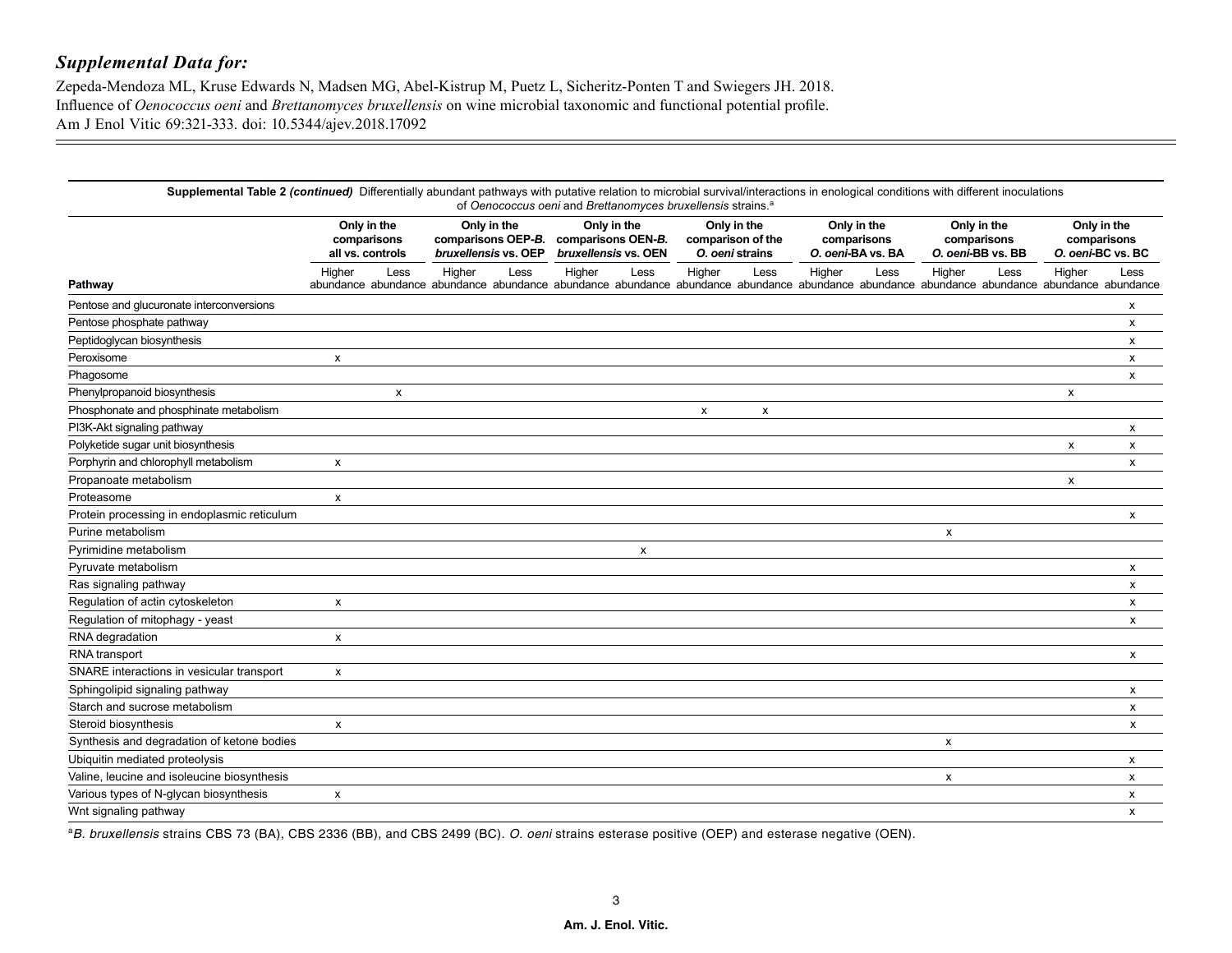## *Supplemental Data for:*

Zepeda-Mendoza ML, Kruse Edwards N, Madsen MG, Abel-Kistrup M, Puetz L, Sicheritz-Ponten T and Swiegers JH. 2018. Influence of *Oenococcus oeni* and *Brettanomyces bruxellensis* on wine microbial taxonomic and functional potential profile. Am J Enol Vitic 69:321-333. doi: 10.5344/ajev.2018.17092

**Supplemental Table 2** ***(continued)*** Differentially abundant pathways with putative relation to microbial survival/interactions in enological conditions with different inoculations of *Oenococcus oeni* and *Brettanomyces bruxellensis* strains.[a]

| | Only in the comparisons all vs. controls | | Only in the comparisons OEP-*B. bruxellensis* vs. OEP | | Only in the comparisons OEN-*B. bruxellensis* vs. OEN | | Only in the comparison of the *O. oeni* strains | | Only in the comparisons *O. oeni*-BA vs. BA | | Only in the comparisons *O. oeni*-BB vs. BB | | Only in the comparisons *O. oeni*-BC vs. BC | |
|---|---|---|---|---|---|---|---|---|---|---|---|---|---|---|
| **Pathway** | Higher abundance | Less abundance | Higher abundance | Less abundance | Higher abundance | Less abundance | Higher abundance | Less abundance | Higher abundance | Less abundance | Higher abundance | Less abundance | Higher abundance | Less abundance |
| Pentose and glucuronate interconversions | | | | | | | | | | | | | | x |
| Pentose phosphate pathway | | | | | | | | | | | | | | x |
| Peptidoglycan biosynthesis | | | | | | | | | | | | | | x |
| Peroxisome | x | | | | | | | | | | | | | x |
| Phagosome | | | | | | | | | | | | | | x |
| Phenylpropanoid biosynthesis | | x | | | | | | | | | | | x | |
| Phosphonate and phosphinate metabolism | | | | | | | x | x | | | | | | |
| PI3K-Akt signaling pathway | | | | | | | | | | | | | | x |
| Polyketide sugar unit biosynthesis | | | | | | | | | | | | | x | x |
| Porphyrin and chlorophyll metabolism | x | | | | | | | | | | | | | x |
| Propanoate metabolism | | | | | | | | | | | | | x | |
| Proteasome | x | | | | | | | | | | | | | |
| Protein processing in endoplasmic reticulum | | | | | | | | | | | | | | x |
| Purine metabolism | | | | | | | | | | | x | | | |
| Pyrimidine metabolism | | | | | | x | | | | | | | | |
| Pyruvate metabolism | | | | | | | | | | | | | | x |
| Ras signaling pathway | | | | | | | | | | | | | | x |
| Regulation of actin cytoskeleton | x | | | | | | | | | | | | | x |
| Regulation of mitophagy - yeast | | | | | | | | | | | | | | x |
| RNA degradation | x | | | | | | | | | | | | | |
| RNA transport | | | | | | | | | | | | | | x |
| SNARE interactions in vesicular transport | x | | | | | | | | | | | | | |
| Sphingolipid signaling pathway | | | | | | | | | | | | | | x |
| Starch and sucrose metabolism | | | | | | | | | | | | | | x |
| Steroid biosynthesis | x | | | | | | | | | | | | | x |
| Synthesis and degradation of ketone bodies | | | | | | | | | | | x | | | |
| Ubiquitin mediated proteolysis | | | | | | | | | | | | | | x |
| Valine, leucine and isoleucine biosynthesis | | | | | | | | | | | x | | | x |
| Various types of N-glycan biosynthesis | x | | | | | | | | | | | | | x |
| Wnt signaling pathway | | | | | | | | | | | | | | x |

[a]*B. bruxellensis* strains CBS 73 (BA), CBS 2336 (BB), and CBS 2499 (BC). *O. oeni* strains esterase positive (OEP) and esterase negative (OEN).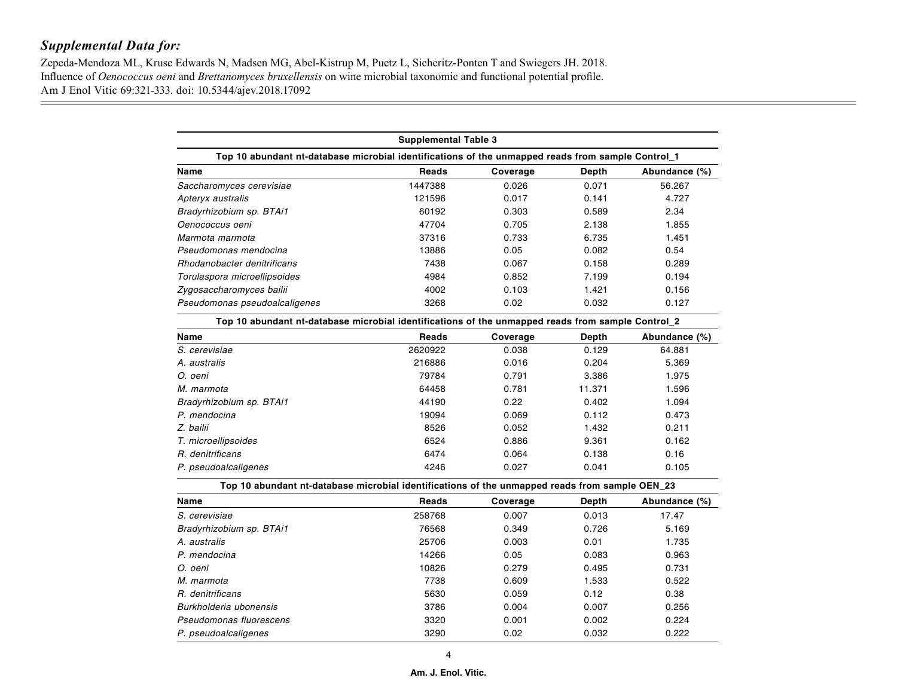## Supplemental Data for:

Zepeda-Mendoza ML, Kruse Edwards N, Madsen MG, Abel-Kistrup M, Puetz L, Sicheritz-Ponten T and Swiegers JH. 2018. Influence of *Oenococcus oeni* and *Brettanomyces bruxellensis* on wine microbial taxonomic and functional potential profile. Am J Enol Vitic 69:321-333. doi: 10.5344/ajev.2018.17092

**Supplemental Table 3**

**Top 10 abundant nt-database microbial identifications of the unmapped reads from sample Control_1**

| Name | Reads | Coverage | Depth | Abundance (%) |
|---|---|---|---|---|
| *Saccharomyces cerevisiae* | 1447388 | 0.026 | 0.071 | 56.267 |
| *Apteryx australis* | 121596 | 0.017 | 0.141 | 4.727 |
| *Bradyrhizobium sp. BTAi1* | 60192 | 0.303 | 0.589 | 2.34 |
| *Oenococcus oeni* | 47704 | 0.705 | 2.138 | 1.855 |
| *Marmota marmota* | 37316 | 0.733 | 6.735 | 1.451 |
| *Pseudomonas mendocina* | 13886 | 0.05 | 0.082 | 0.54 |
| *Rhodanobacter denitrificans* | 7438 | 0.067 | 0.158 | 0.289 |
| *Torulaspora microellipsoides* | 4984 | 0.852 | 7.199 | 0.194 |
| *Zygosaccharomyces bailii* | 4002 | 0.103 | 1.421 | 0.156 |
| *Pseudomonas pseudoalcaligenes* | 3268 | 0.02 | 0.032 | 0.127 |

**Top 10 abundant nt-database microbial identifications of the unmapped reads from sample Control_2**

| Name | Reads | Coverage | Depth | Abundance (%) |
|---|---|---|---|---|
| *S. cerevisiae* | 2620922 | 0.038 | 0.129 | 64.881 |
| *A. australis* | 216886 | 0.016 | 0.204 | 5.369 |
| *O. oeni* | 79784 | 0.791 | 3.386 | 1.975 |
| *M. marmota* | 64458 | 0.781 | 11.371 | 1.596 |
| *Bradyrhizobium sp. BTAi1* | 44190 | 0.22 | 0.402 | 1.094 |
| *P. mendocina* | 19094 | 0.069 | 0.112 | 0.473 |
| *Z. bailii* | 8526 | 0.052 | 1.432 | 0.211 |
| *T. microellipsoides* | 6524 | 0.886 | 9.361 | 0.162 |
| *R. denitrificans* | 6474 | 0.064 | 0.138 | 0.16 |
| *P. pseudoalcaligenes* | 4246 | 0.027 | 0.041 | 0.105 |

**Top 10 abundant nt-database microbial identifications of the unmapped reads from sample OEN_23**

| Name | Reads | Coverage | Depth | Abundance (%) |
|---|---|---|---|---|
| *S. cerevisiae* | 258768 | 0.007 | 0.013 | 17.47 |
| *Bradyrhizobium sp. BTAi1* | 76568 | 0.349 | 0.726 | 5.169 |
| *A. australis* | 25706 | 0.003 | 0.01 | 1.735 |
| *P. mendocina* | 14266 | 0.05 | 0.083 | 0.963 |
| *O. oeni* | 10826 | 0.279 | 0.495 | 0.731 |
| *M. marmota* | 7738 | 0.609 | 1.533 | 0.522 |
| *R. denitrificans* | 5630 | 0.059 | 0.12 | 0.38 |
| *Burkholderia ubonensis* | 3786 | 0.004 | 0.007 | 0.256 |
| *Pseudomonas fluorescens* | 3320 | 0.001 | 0.002 | 0.224 |
| *P. pseudoalcaligenes* | 3290 | 0.02 | 0.032 | 0.222 |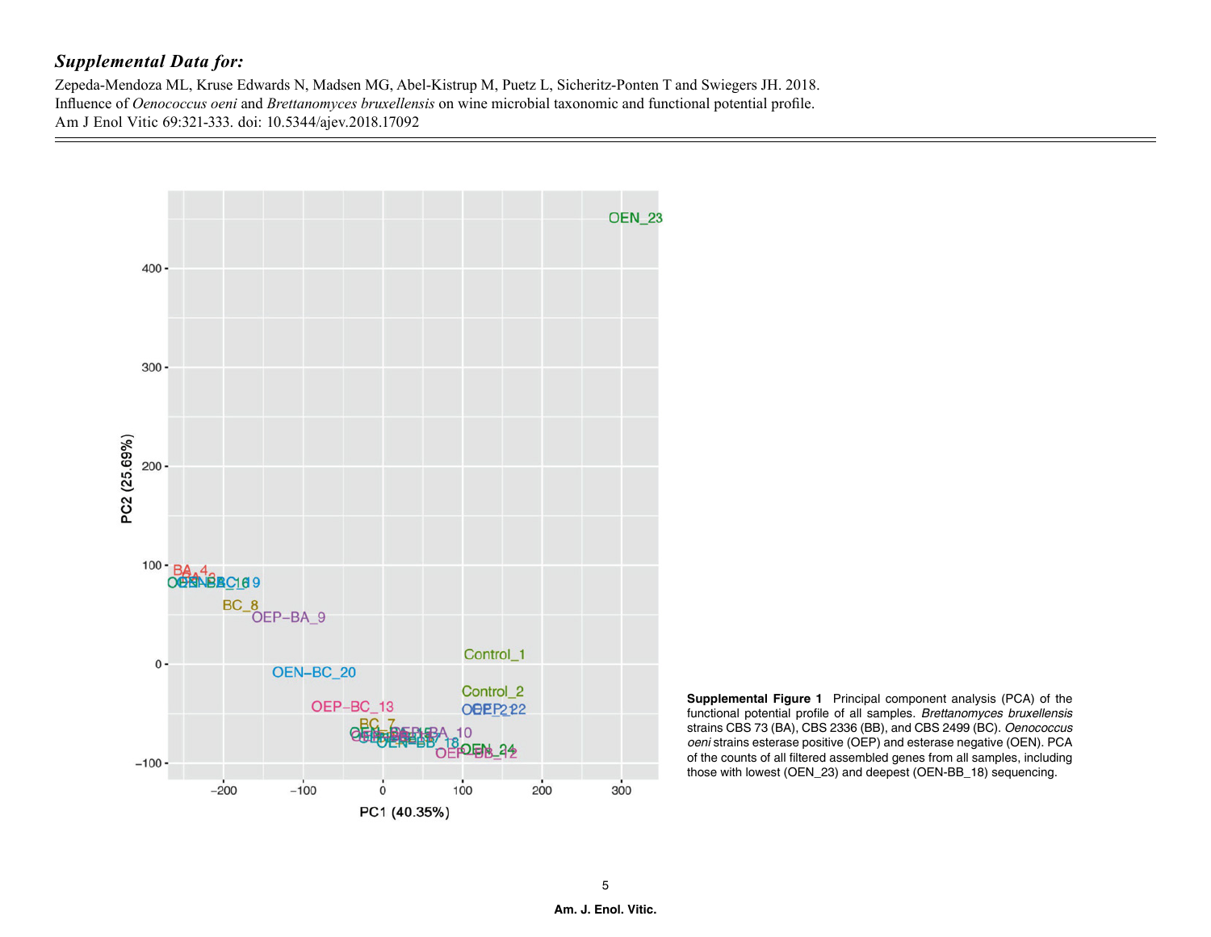## *Supplemental Data for:*

Zepeda-Mendoza ML, Kruse Edwards N, Madsen MG, Abel-Kistrup M, Puetz L, Sicheritz-Ponten T and Swiegers JH. 2018. Influence of *Oenococcus oeni* and *Brettanomyces bruxellensis* on wine microbial taxonomic and functional potential profile. Am J Enol Vitic 69:321-333. doi: 10.5344/ajev.2018.17092

**Supplemental Figure 1** Principal component analysis (PCA) of the functional potential profile of all samples. *Brettanomyces bruxellensis* strains CBS 73 (BA), CBS 2336 (BB), and CBS 2499 (BC). *Oenococcus oeni* strains esterase positive (OEP) and esterase negative (OEN). PCA of the counts of all filtered assembled genes from all samples, including those with lowest (OEN_23) and deepest (OEN-BB_18) sequencing.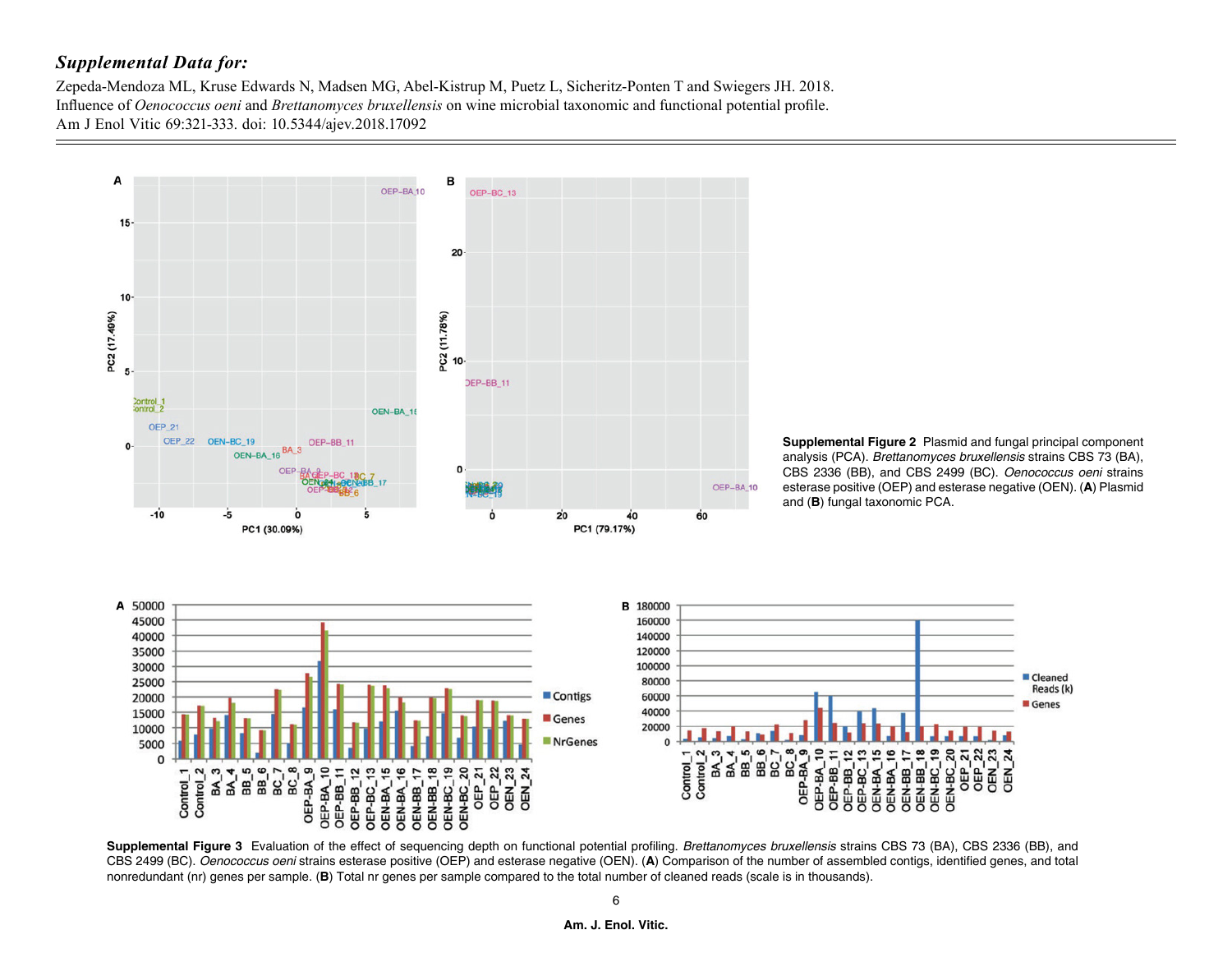## Supplemental Data for:

Zepeda-Mendoza ML, Kruse Edwards N, Madsen MG, Abel-Kistrup M, Puetz L, Sicheritz-Ponten T and Swiegers JH. 2018. Influence of *Oenococcus oeni* and *Brettanomyces bruxellensis* on wine microbial taxonomic and functional potential profile. Am J Enol Vitic 69:321-333. doi: 10.5344/ajev.2018.17092

A

PC2 (17.49%)

PC1 (30.09%)

15
10
5
0

-10
-5
0
5

OEP-BA_10
Control_1
Control_2
OEN-BA_15
OEP_21
OEP_22
OEN-BC_19
BA_3
OEP-BB_11
OEN-BA_16
OEP-BA_9
BA
OEP-BC_13
BC_7
OEN
OEN-BB_17
OEP-BB_12
BB_6

B

PC2 (11.78%)

PC1 (79.17%)

20
10
0

0
20
40
60

OEP-BC_13
OEP-BB_11
OEP-BA_10
N-BC_19

**Supplemental Figure 2** Plasmid and fungal principal component analysis (PCA). *Brettanomyces bruxellensis* strains CBS 73 (BA), CBS 2336 (BB), and CBS 2499 (BC). *Oenococcus oeni* strains esterase positive (OEP) and esterase negative (OEN). (**A**) Plasmid and (**B**) fungal taxonomic PCA.

A

50000
45000
40000
35000
30000
25000
20000
15000
10000
5000
0

Contigs
Genes
NrGenes

Control_1, Control_2, BA_3, BA_4, BB_5, BB_6, BC_7, BC_8, OEP-BA_9, OEP-BA_10, OEP-BB_11, OEP-BB_12, OEP-BC_13, OEN-BA_15, OEN-BA_16, OEN-BB_17, OEN-BB_18, OEN-BC_19, OEN-BC_20, OEP_21, OEP_22, OEN_23, OEN_24

B

180000
160000
140000
120000
100000
80000
60000
40000
20000
0

Cleaned Reads (k)
Genes

Control_1, Control_2, BA_3, BA_4, BB_5, BB_6, BC_7, BC_8, OEP-BA_9, OEP-BA_10, OEP-BB_11, OEP-BB_12, OEP-BC_13, OEN-BA_15, OEN-BA_16, OEN-BB_17, OEN-BB_18, OEN-BC_19, OEN-BC_20, OEP_21, OEP_22, OEN_23, OEN_24

**Supplemental Figure 3** Evaluation of the effect of sequencing depth on functional potential profiling. *Brettanomyces bruxellensis* strains CBS 73 (BA), CBS 2336 (BB), and CBS 2499 (BC). *Oenococcus oeni* strains esterase positive (OEP) and esterase negative (OEN). (**A**) Comparison of the number of assembled contigs, identified genes, and total nonredundant (nr) genes per sample. (**B**) Total nr genes per sample compared to the total number of cleaned reads (scale is in thousands).